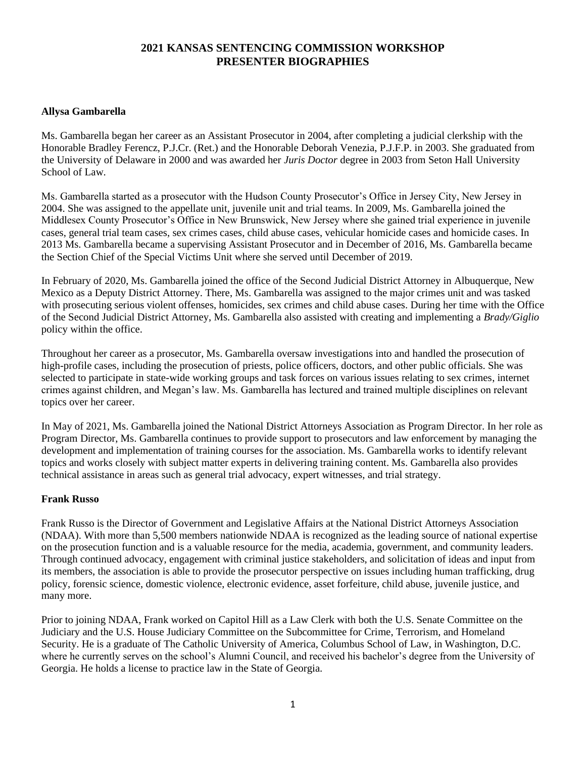# 2021 KANSAS SENTENCING COMMISSION WORKSHOP
# PRESENTER BIOGRAPHIES

**Allysa Gambarella**

Ms. Gambarella began her career as an Assistant Prosecutor in 2004, after completing a judicial clerkship with the Honorable Bradley Ferencz, P.J.Cr. (Ret.) and the Honorable Deborah Venezia, P.J.F.P. in 2003. She graduated from the University of Delaware in 2000 and was awarded her *Juris Doctor* degree in 2003 from Seton Hall University School of Law.

Ms. Gambarella started as a prosecutor with the Hudson County Prosecutor's Office in Jersey City, New Jersey in 2004. She was assigned to the appellate unit, juvenile unit and trial teams. In 2009, Ms. Gambarella joined the Middlesex County Prosecutor's Office in New Brunswick, New Jersey where she gained trial experience in juvenile cases, general trial team cases, sex crimes cases, child abuse cases, vehicular homicide cases and homicide cases. In 2013 Ms. Gambarella became a supervising Assistant Prosecutor and in December of 2016, Ms. Gambarella became the Section Chief of the Special Victims Unit where she served until December of 2019.

In February of 2020, Ms. Gambarella joined the office of the Second Judicial District Attorney in Albuquerque, New Mexico as a Deputy District Attorney. There, Ms. Gambarella was assigned to the major crimes unit and was tasked with prosecuting serious violent offenses, homicides, sex crimes and child abuse cases. During her time with the Office of the Second Judicial District Attorney, Ms. Gambarella also assisted with creating and implementing a *Brady/Giglio* policy within the office.

Throughout her career as a prosecutor, Ms. Gambarella oversaw investigations into and handled the prosecution of high-profile cases, including the prosecution of priests, police officers, doctors, and other public officials. She was selected to participate in state-wide working groups and task forces on various issues relating to sex crimes, internet crimes against children, and Megan's law. Ms. Gambarella has lectured and trained multiple disciplines on relevant topics over her career.

In May of 2021, Ms. Gambarella joined the National District Attorneys Association as Program Director. In her role as Program Director, Ms. Gambarella continues to provide support to prosecutors and law enforcement by managing the development and implementation of training courses for the association. Ms. Gambarella works to identify relevant topics and works closely with subject matter experts in delivering training content. Ms. Gambarella also provides technical assistance in areas such as general trial advocacy, expert witnesses, and trial strategy.

**Frank Russo**

Frank Russo is the Director of Government and Legislative Affairs at the National District Attorneys Association (NDAA). With more than 5,500 members nationwide NDAA is recognized as the leading source of national expertise on the prosecution function and is a valuable resource for the media, academia, government, and community leaders. Through continued advocacy, engagement with criminal justice stakeholders, and solicitation of ideas and input from its members, the association is able to provide the prosecutor perspective on issues including human trafficking, drug policy, forensic science, domestic violence, electronic evidence, asset forfeiture, child abuse, juvenile justice, and many more.

Prior to joining NDAA, Frank worked on Capitol Hill as a Law Clerk with both the U.S. Senate Committee on the Judiciary and the U.S. House Judiciary Committee on the Subcommittee for Crime, Terrorism, and Homeland Security. He is a graduate of The Catholic University of America, Columbus School of Law, in Washington, D.C. where he currently serves on the school's Alumni Council, and received his bachelor's degree from the University of Georgia. He holds a license to practice law in the State of Georgia.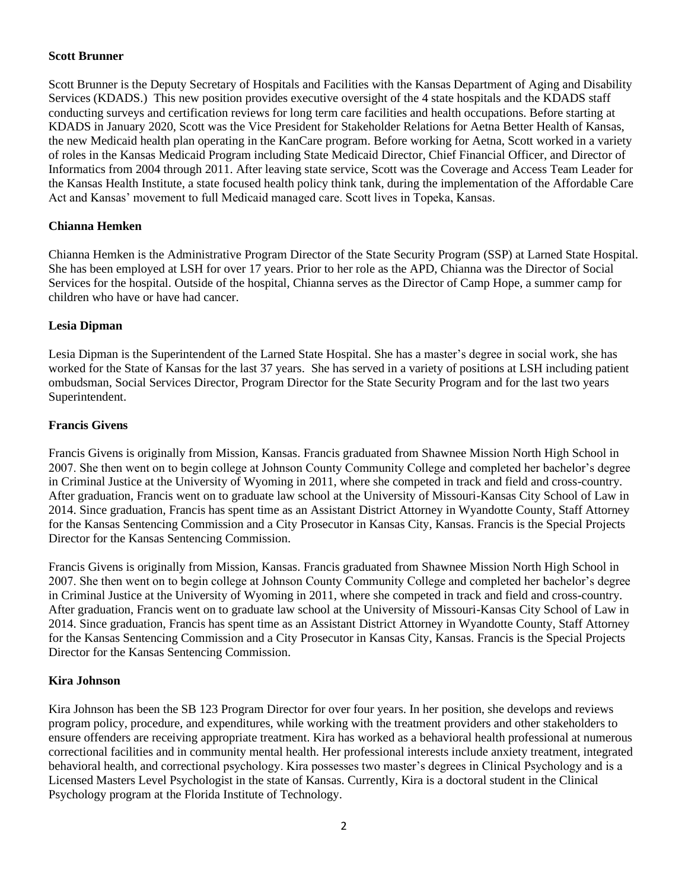**Scott Brunner**

Scott Brunner is the Deputy Secretary of Hospitals and Facilities with the Kansas Department of Aging and Disability Services (KDADS.) This new position provides executive oversight of the 4 state hospitals and the KDADS staff conducting surveys and certification reviews for long term care facilities and health occupations. Before starting at KDADS in January 2020, Scott was the Vice President for Stakeholder Relations for Aetna Better Health of Kansas, the new Medicaid health plan operating in the KanCare program. Before working for Aetna, Scott worked in a variety of roles in the Kansas Medicaid Program including State Medicaid Director, Chief Financial Officer, and Director of Informatics from 2004 through 2011. After leaving state service, Scott was the Coverage and Access Team Leader for the Kansas Health Institute, a state focused health policy think tank, during the implementation of the Affordable Care Act and Kansas' movement to full Medicaid managed care. Scott lives in Topeka, Kansas.

**Chianna Hemken**

Chianna Hemken is the Administrative Program Director of the State Security Program (SSP) at Larned State Hospital. She has been employed at LSH for over 17 years. Prior to her role as the APD, Chianna was the Director of Social Services for the hospital. Outside of the hospital, Chianna serves as the Director of Camp Hope, a summer camp for children who have or have had cancer.

**Lesia Dipman**

Lesia Dipman is the Superintendent of the Larned State Hospital. She has a master's degree in social work, she has worked for the State of Kansas for the last 37 years. She has served in a variety of positions at LSH including patient ombudsman, Social Services Director, Program Director for the State Security Program and for the last two years Superintendent.

**Francis Givens**

Francis Givens is originally from Mission, Kansas. Francis graduated from Shawnee Mission North High School in 2007. She then went on to begin college at Johnson County Community College and completed her bachelor's degree in Criminal Justice at the University of Wyoming in 2011, where she competed in track and field and cross-country. After graduation, Francis went on to graduate law school at the University of Missouri-Kansas City School of Law in 2014. Since graduation, Francis has spent time as an Assistant District Attorney in Wyandotte County, Staff Attorney for the Kansas Sentencing Commission and a City Prosecutor in Kansas City, Kansas. Francis is the Special Projects Director for the Kansas Sentencing Commission.

Francis Givens is originally from Mission, Kansas. Francis graduated from Shawnee Mission North High School in 2007. She then went on to begin college at Johnson County Community College and completed her bachelor's degree in Criminal Justice at the University of Wyoming in 2011, where she competed in track and field and cross-country. After graduation, Francis went on to graduate law school at the University of Missouri-Kansas City School of Law in 2014. Since graduation, Francis has spent time as an Assistant District Attorney in Wyandotte County, Staff Attorney for the Kansas Sentencing Commission and a City Prosecutor in Kansas City, Kansas. Francis is the Special Projects Director for the Kansas Sentencing Commission.

**Kira Johnson**

Kira Johnson has been the SB 123 Program Director for over four years. In her position, she develops and reviews program policy, procedure, and expenditures, while working with the treatment providers and other stakeholders to ensure offenders are receiving appropriate treatment. Kira has worked as a behavioral health professional at numerous correctional facilities and in community mental health. Her professional interests include anxiety treatment, integrated behavioral health, and correctional psychology. Kira possesses two master's degrees in Clinical Psychology and is a Licensed Masters Level Psychologist in the state of Kansas. Currently, Kira is a doctoral student in the Clinical Psychology program at the Florida Institute of Technology.